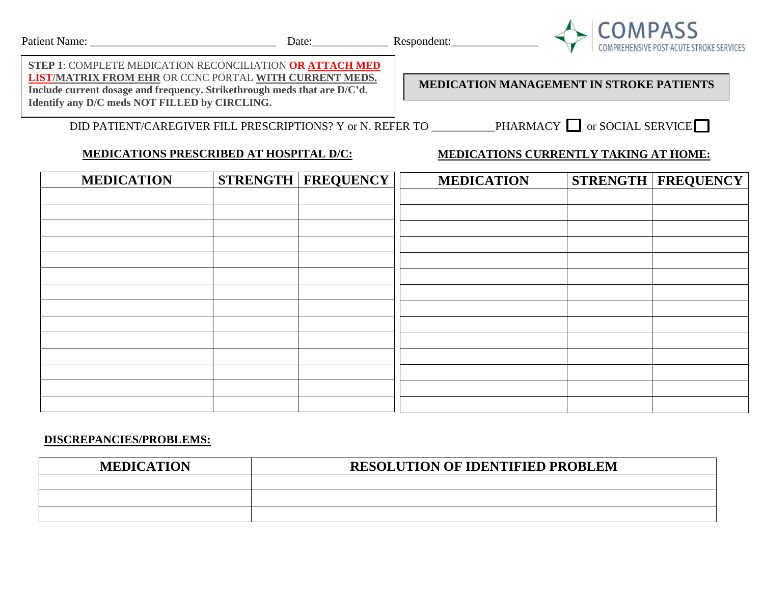Patient Name: ________________________________ Date:_____________ Respondent:_______________

COMPASS
COMPREHENSIVE POST-ACUTE STROKE SERVICES

**STEP 1**: COMPLETE MEDICATION RECONCILIATION **OR ATTACH MED LIST/MATRIX FROM EHR** OR CCNC PORTAL **WITH CURRENT MEDS.** **Include current dosage and frequency. Strikethrough meds that are D/C'd. Identify any D/C meds NOT FILLED by CIRCLING.**

## MEDICATION MANAGEMENT IN STROKE PATIENTS

DID PATIENT/CAREGIVER FILL PRESCRIPTIONS? Y or N. REFER TO __________PHARMACY ☐ or SOCIAL SERVICE ☐

**MEDICATIONS PRESCRIBED AT HOSPITAL D/C:**

| MEDICATION | STRENGTH | FREQUENCY |
|---|---|---|
| | | |
| | | |
| | | |
| | | |
| | | |
| | | |
| | | |
| | | |
| | | |
| | | |
| | | |
| | | |
| | | |
| | | |

**MEDICATIONS CURRENTLY TAKING AT HOME:**

| MEDICATION | STRENGTH | FREQUENCY |
|---|---|---|
| | | |
| | | |
| | | |
| | | |
| | | |
| | | |
| | | |
| | | |
| | | |
| | | |
| | | |
| | | |
| | | |
| | | |

**DISCREPANCIES/PROBLEMS:**

| MEDICATION | RESOLUTION OF IDENTIFIED PROBLEM |
|---|---|
| | |
| | |
| | |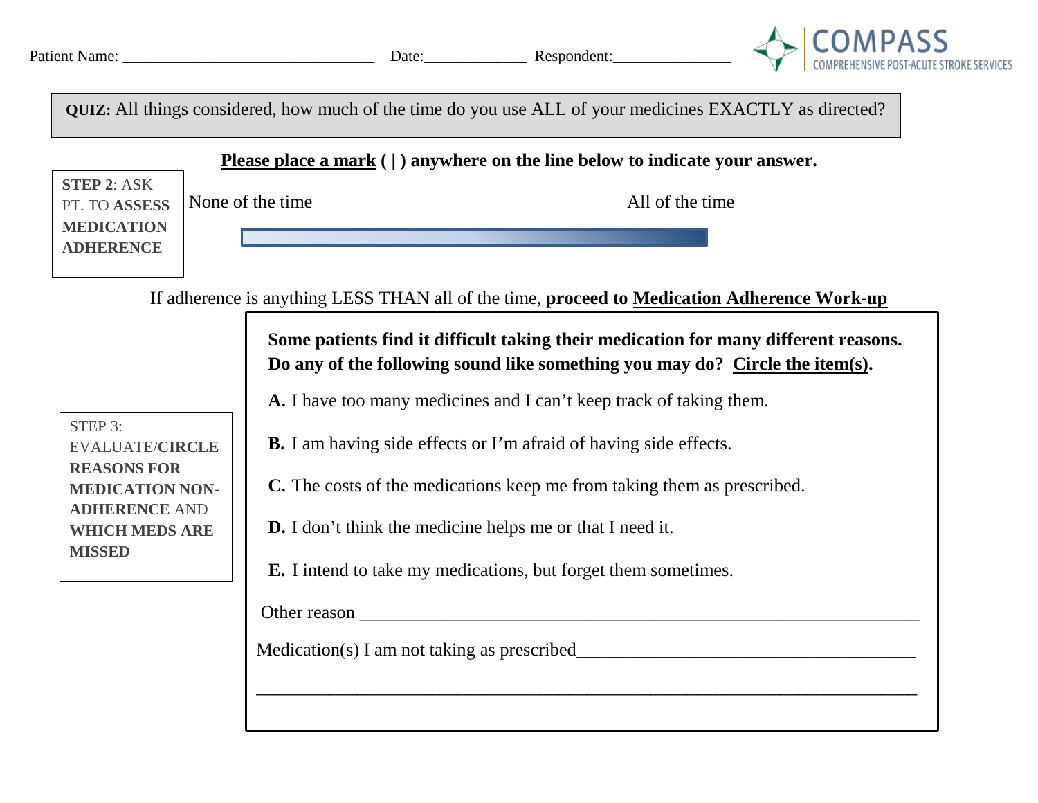Patient Name: ________________________________ Date:_____________ Respondent:_______________

COMPASS
COMPREHENSIVE POST-ACUTE STROKE SERVICES

**QUIZ:** All things considered, how much of the time do you use ALL of your medicines EXACTLY as directed?

**STEP 2**: ASK PT. TO **ASSESS MEDICATION ADHERENCE**

**Please place a mark ( | ) anywhere on the line below to indicate your answer.**

None of the time — All of the time

If adherence is anything LESS THAN all of the time, **proceed to Medication Adherence Work-up**

STEP 3: EVALUATE/**CIRCLE REASONS FOR MEDICATION NON-ADHERENCE** AND **WHICH MEDS ARE MISSED**

**Some patients find it difficult taking their medication for many different reasons. Do any of the following sound like something you may do? Circle the item(s).**

**A.** I have too many medicines and I can't keep track of taking them.

**B.** I am having side effects or I'm afraid of having side effects.

**C.** The costs of the medications keep me from taking them as prescribed.

**D.** I don't think the medicine helps me or that I need it.

**E.** I intend to take my medications, but forget them sometimes.

Other reason ___________________________________________________________

Medication(s) I am not taking as prescribed______________________________________

_____________________________________________________________________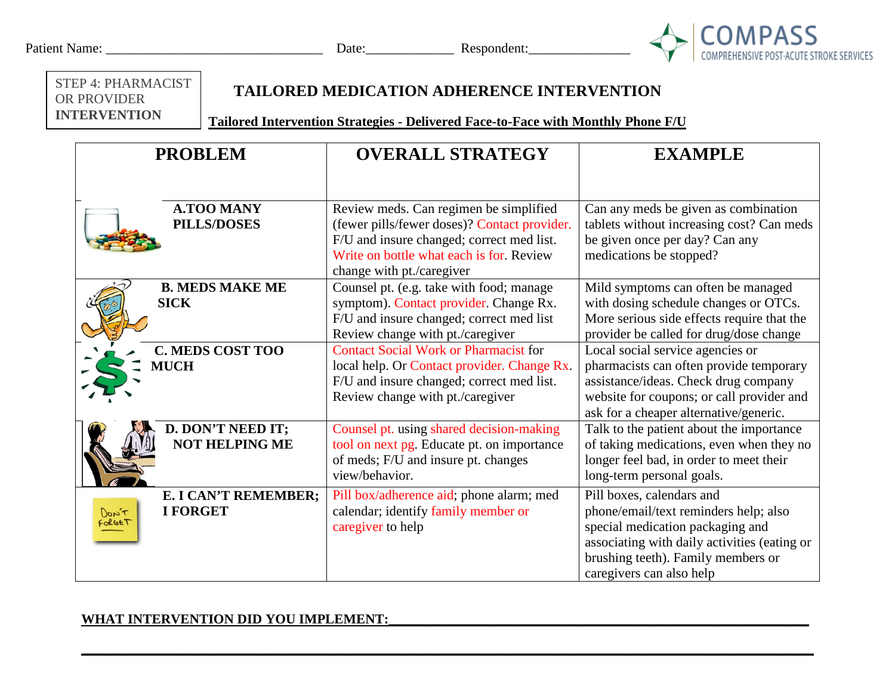Patient Name: ______________________________ Date:____________ Respondent:______________

COMPASS COMPREHENSIVE POST-ACUTE STROKE SERVICES

STEP 4: PHARMACIST OR PROVIDER **INTERVENTION**

## TAILORED MEDICATION ADHERENCE INTERVENTION

**Tailored Intervention Strategies - Delivered Face-to-Face with Monthly Phone F/U**

| PROBLEM | OVERALL STRATEGY | EXAMPLE |
|---|---|---|
| **A.TOO MANY PILLS/DOSES** | Review meds. Can regimen be simplified (fewer pills/fewer doses)? Contact provider. F/U and insure changed; correct med list. Write on bottle what each is for. Review change with pt./caregiver | Can any meds be given as combination tablets without increasing cost? Can meds be given once per day? Can any medications be stopped? |
| **B. MEDS MAKE ME SICK** | Counsel pt. (e.g. take with food; manage symptom). Contact provider. Change Rx. F/U and insure changed; correct med list Review change with pt./caregiver | Mild symptoms can often be managed with dosing schedule changes or OTCs. More serious side effects require that the provider be called for drug/dose change |
| **C. MEDS COST TOO MUCH** | Contact Social Work or Pharmacist for local help. Or Contact provider. Change Rx. F/U and insure changed; correct med list. Review change with pt./caregiver | Local social service agencies or pharmacists can often provide temporary assistance/ideas. Check drug company website for coupons; or call provider and ask for a cheaper alternative/generic. |
| **D. DON'T NEED IT; NOT HELPING ME** | Counsel pt. using shared decision-making tool on next pg. Educate pt. on importance of meds; F/U and insure pt. changes view/behavior. | Talk to the patient about the importance of taking medications, even when they no longer feel bad, in order to meet their long-term personal goals. |
| **E. I CAN'T REMEMBER; I FORGET** | Pill box/adherence aid; phone alarm; med calendar; identify family member or caregiver to help | Pill boxes, calendars and phone/email/text reminders help; also special medication packaging and associating with daily activities (eating or brushing teeth). Family members or caregivers can also help |

**WHAT INTERVENTION DID YOU IMPLEMENT:**______________________________________________

______________________________________________________________________________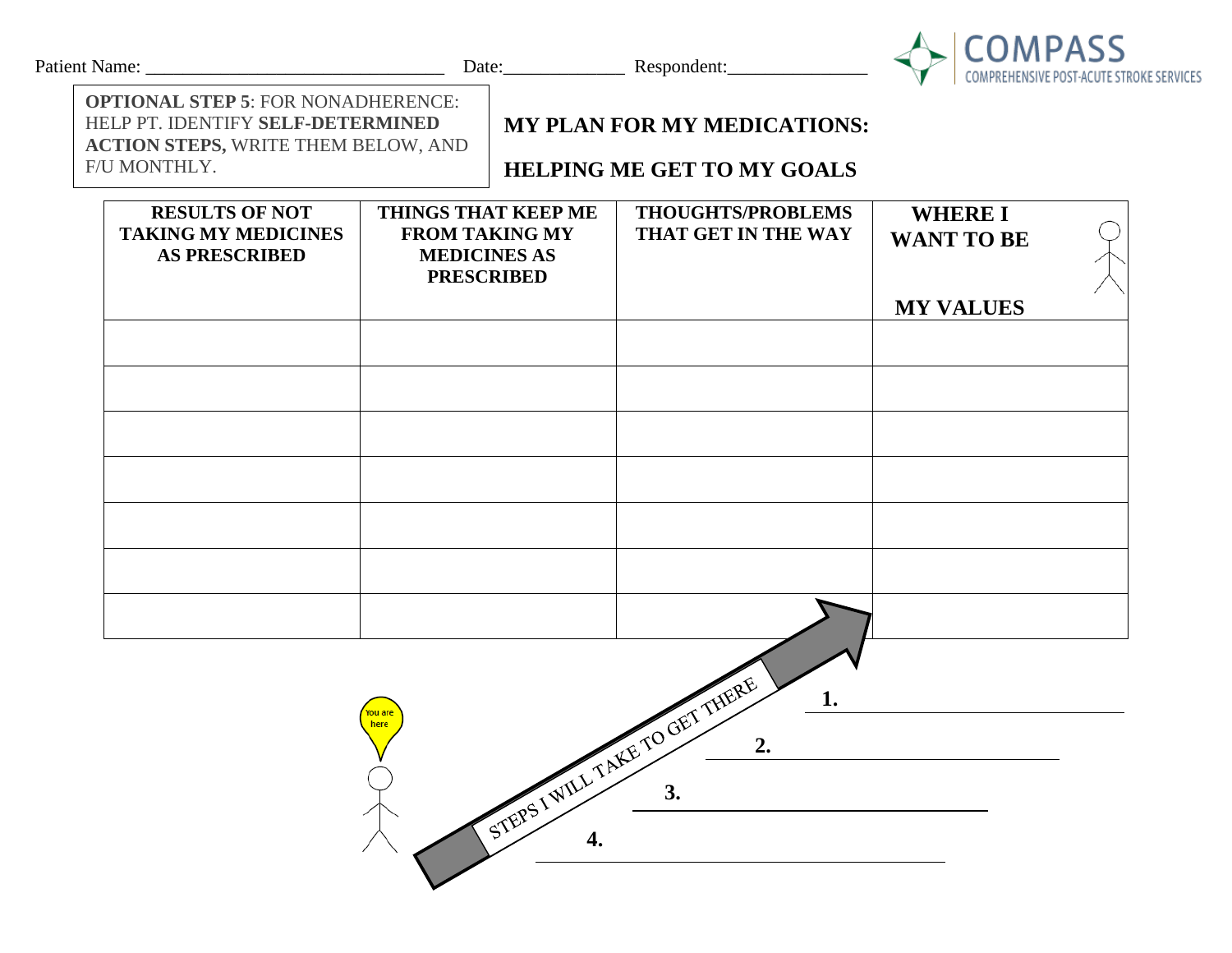Patient Name: ________________________________ Date:____________ Respondent:_______________

**OPTIONAL STEP 5**: FOR NONADHERENCE: HELP PT. IDENTIFY **SELF-DETERMINED ACTION STEPS,** WRITE THEM BELOW, AND F/U MONTHLY.

## MY PLAN FOR MY MEDICATIONS:

## HELPING ME GET TO MY GOALS

| RESULTS OF NOT TAKING MY MEDICINES AS PRESCRIBED | THINGS THAT KEEP ME FROM TAKING MY MEDICINES AS PRESCRIBED | THOUGHTS/PROBLEMS THAT GET IN THE WAY | WHERE I WANT TO BE<br><br>MY VALUES |
|---|---|---|---|
| | | | |
| | | | |
| | | | |
| | | | |
| | | | |
| | | | |
| | | | |

You are here

STEPS I WILL TAKE TO GET THERE

**1.** ______________________________

**2.** ______________________________

**3.** ______________________________

**4.** ______________________________